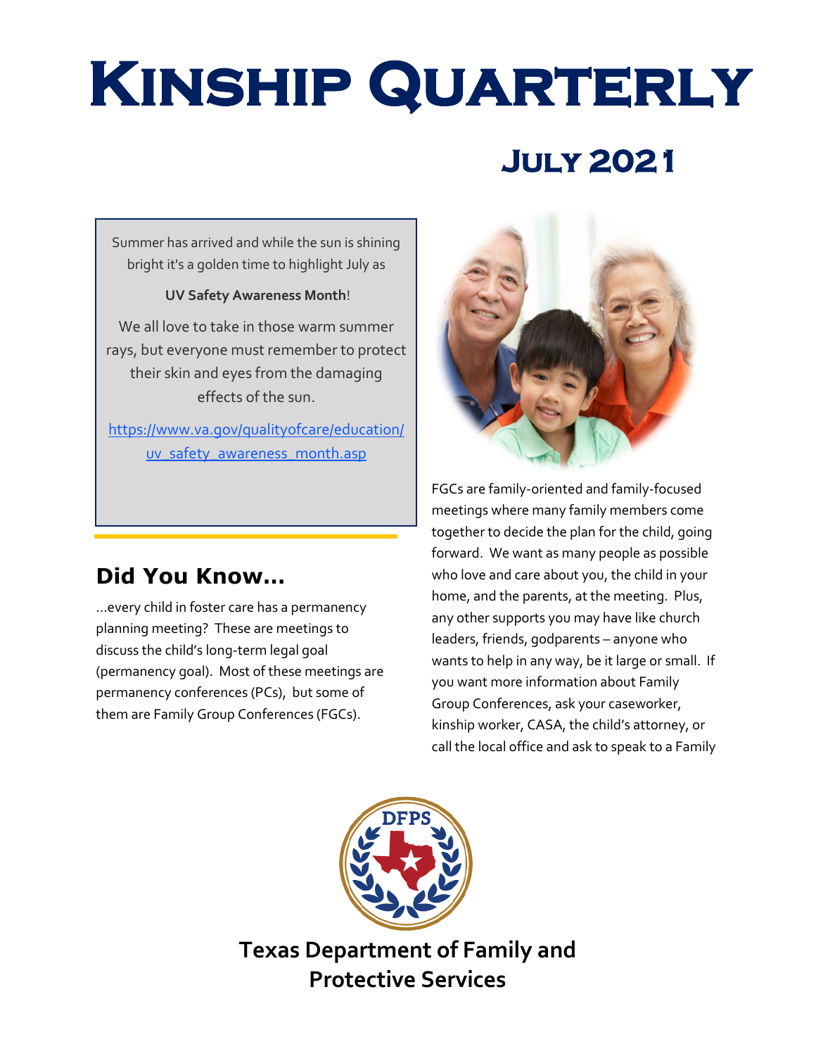# Kinship Quarterly

## July 2021

Summer has arrived and while the sun is shining bright it's a golden time to highlight July as

**UV Safety Awareness Month**!

We all love to take in those warm summer rays, but everyone must remember to protect their skin and eyes from the damaging effects of the sun.

https://www.va.gov/qualityofcare/education/uv_safety_awareness_month.asp

## Did You Know...

...every child in foster care has a permanency planning meeting? These are meetings to discuss the child's long-term legal goal (permanency goal). Most of these meetings are permanency conferences (PCs), but some of them are Family Group Conferences (FGCs).

FGCs are family-oriented and family-focused meetings where many family members come together to decide the plan for the child, going forward. We want as many people as possible who love and care about you, the child in your home, and the parents, at the meeting. Plus, any other supports you may have like church leaders, friends, godparents – anyone who wants to help in any way, be it large or small. If you want more information about Family Group Conferences, ask your caseworker, kinship worker, CASA, the child's attorney, or call the local office and ask to speak to a Family

**Texas Department of Family and Protective Services**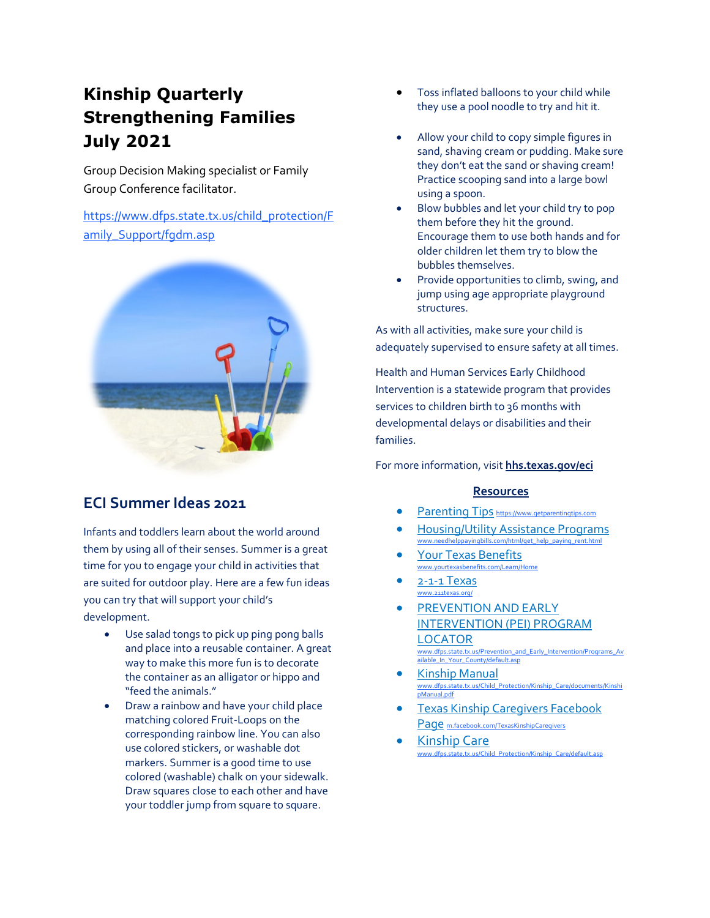# Kinship Quarterly Strengthening Families July 2021

Group Decision Making specialist or Family Group Conference facilitator.

https://www.dfps.state.tx.us/child_protection/Family_Support/fgdm.asp

## ECI Summer Ideas 2021

Infants and toddlers learn about the world around them by using all of their senses. Summer is a great time for you to engage your child in activities that are suited for outdoor play. Here are a few fun ideas you can try that will support your child's development.

- Use salad tongs to pick up ping pong balls and place into a reusable container. A great way to make this more fun is to decorate the container as an alligator or hippo and "feed the animals."
- Draw a rainbow and have your child place matching colored Fruit-Loops on the corresponding rainbow line. You can also use colored stickers, or washable dot markers. Summer is a good time to use colored (washable) chalk on your sidewalk. Draw squares close to each other and have your toddler jump from square to square.
- Toss inflated balloons to your child while they use a pool noodle to try and hit it.
- Allow your child to copy simple figures in sand, shaving cream or pudding. Make sure they don't eat the sand or shaving cream! Practice scooping sand into a large bowl using a spoon.
- Blow bubbles and let your child try to pop them before they hit the ground. Encourage them to use both hands and for older children let them try to blow the bubbles themselves.
- Provide opportunities to climb, swing, and jump using age appropriate playground structures.

As with all activities, make sure your child is adequately supervised to ensure safety at all times.

Health and Human Services Early Childhood Intervention is a statewide program that provides services to children birth to 36 months with developmental delays or disabilities and their families.

For more information, visit **hhs.texas.gov/eci**

## Resources

- Parenting Tips https://www.getparentingtips.com
- Housing/Utility Assistance Programs www.needhelppayingbills.com/html/get_help_paying_rent.html
- Your Texas Benefits www.yourtexasbenefits.com/Learn/Home
- 2-1-1 Texas www.211texas.org/
- PREVENTION AND EARLY INTERVENTION (PEI) PROGRAM LOCATOR www.dfps.state.tx.us/Prevention_and_Early_Intervention/Programs_Available_In_Your_County/default.asp
- Kinship Manual www.dfps.state.tx.us/Child_Protection/Kinship_Care/documents/KinshipManual.pdf
- Texas Kinship Caregivers Facebook Page m.facebook.com/TexasKinshipCaregivers
- Kinship Care www.dfps.state.tx.us/Child_Protection/Kinship_Care/default.asp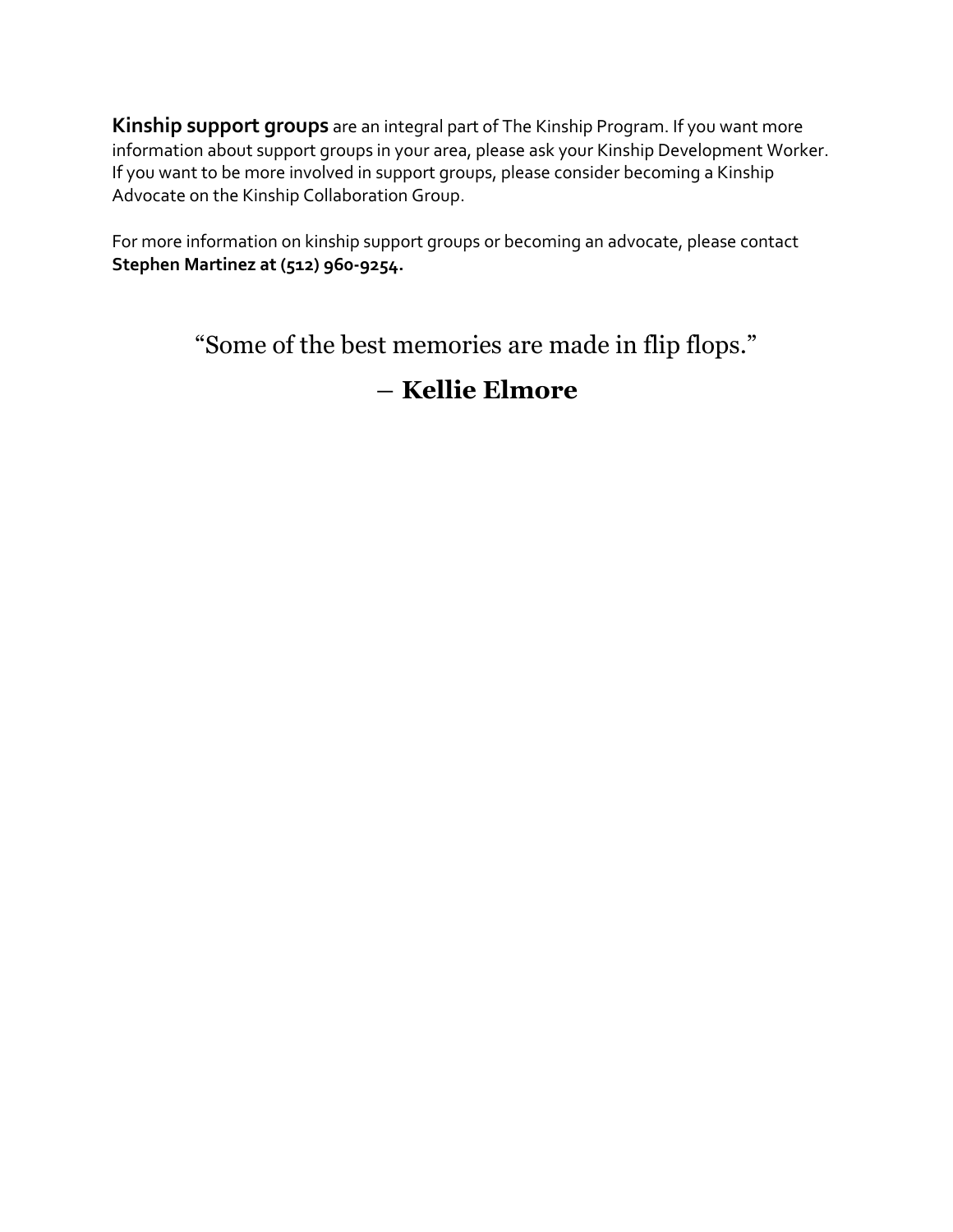**Kinship support groups** are an integral part of The Kinship Program. If you want more information about support groups in your area, please ask your Kinship Development Worker. If you want to be more involved in support groups, please consider becoming a Kinship Advocate on the Kinship Collaboration Group.

For more information on kinship support groups or becoming an advocate, please contact **Stephen Martinez at (512) 960-9254.**

"Some of the best memories are made in flip flops."

– **Kellie Elmore**